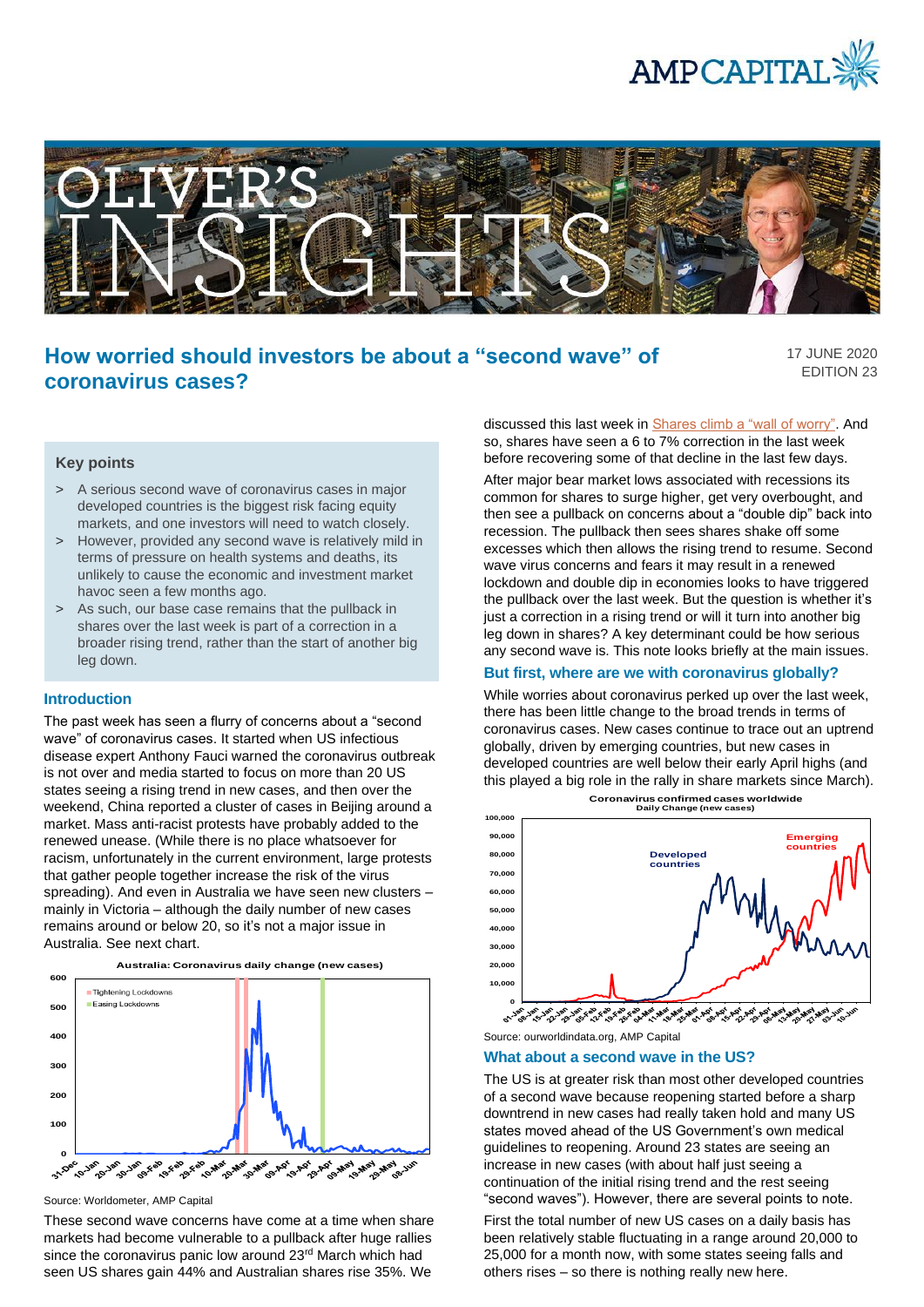# How worried should investors be about a "second wave" of coronavirus cases?

17 JUNE 2020
EDITION 23

### Key points

> A serious second wave of coronavirus cases in major developed countries is the biggest risk facing equity markets, and one investors will need to watch closely.

> However, provided any second wave is relatively mild in terms of pressure on health systems and deaths, its unlikely to cause the economic and investment market havoc seen a few months ago.

> As such, our base case remains that the pullback in shares over the last week is part of a correction in a broader rising trend, rather than the start of another big leg down.

## Introduction

The past week has seen a flurry of concerns about a "second wave" of coronavirus cases. It started when US infectious disease expert Anthony Fauci warned the coronavirus outbreak is not over and media started to focus on more than 20 US states seeing a rising trend in new cases, and then over the weekend, China reported a cluster of cases in Beijing around a market. Mass anti-racist protests have probably added to the renewed unease. (While there is no place whatsoever for racism, unfortunately in the current environment, large protests that gather people together increase the risk of the virus spreading). And even in Australia we have seen new clusters – mainly in Victoria – although the daily number of new cases remains around or below 20, so it's not a major issue in Australia. See next chart.

**Australia: Coronavirus daily change (new cases)**

Source: Worldometer, AMP Capital

These second wave concerns have come at a time when share markets had become vulnerable to a pullback after huge rallies since the coronavirus panic low around 23rd March which had seen US shares gain 44% and Australian shares rise 35%. We discussed this last week in Shares climb a "wall of worry". And so, shares have seen a 6 to 7% correction in the last week before recovering some of that decline in the last few days.

After major bear market lows associated with recessions its common for shares to surge higher, get very overbought, and then see a pullback on concerns about a "double dip" back into recession. The pullback then sees shares shake off some excesses which then allows the rising trend to resume. Second wave virus concerns and fears it may result in a renewed lockdown and double dip in economies looks to have triggered the pullback over the last week. But the question is whether it's just a correction in a rising trend or will it turn into another big leg down in shares? A key determinant could be how serious any second wave is. This note looks briefly at the main issues.

## But first, where are we with coronavirus globally?

While worries about coronavirus perked up over the last week, there has been little change to the broad trends in terms of coronavirus cases. New cases continue to trace out an uptrend globally, driven by emerging countries, but new cases in developed countries are well below their early April highs (and this played a big role in the rally in share markets since March).

**Coronavirus confirmed cases worldwide**
**Daily Change (new cases)**

Source: ourworldindata.org, AMP Capital

## What about a second wave in the US?

The US is at greater risk than most other developed countries of a second wave because reopening started before a sharp downtrend in new cases had really taken hold and many US states moved ahead of the US Government's own medical guidelines to reopening. Around 23 states are seeing an increase in new cases (with about half just seeing a continuation of the initial rising trend and the rest seeing "second waves"). However, there are several points to note.

First the total number of new US cases on a daily basis has been relatively stable fluctuating in a range around 20,000 to 25,000 for a month now, with some states seeing falls and others rises – so there is nothing really new here.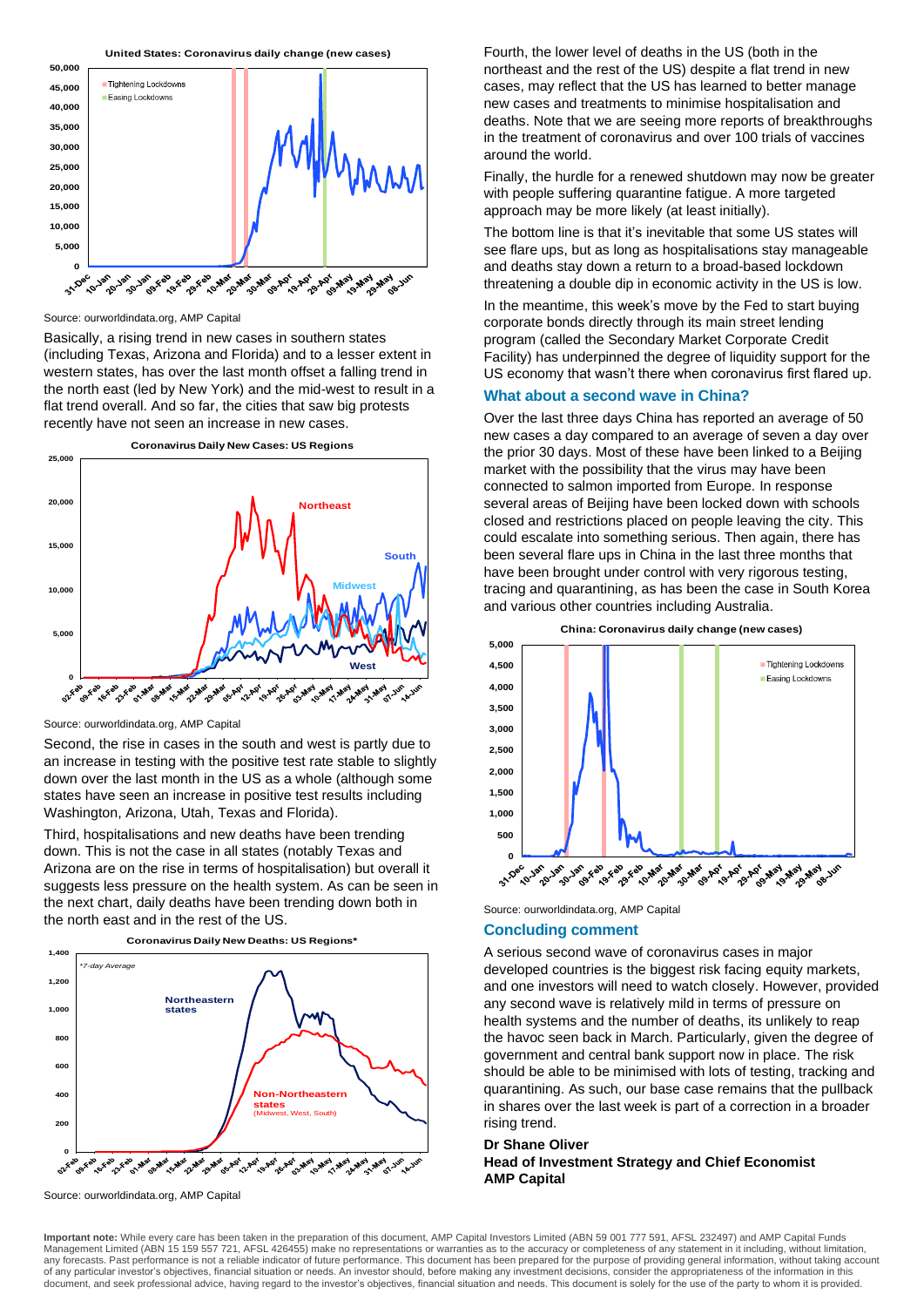**United States: Coronavirus daily change (new cases)**

50,000
45,000
40,000
35,000
30,000
25,000
20,000
15,000
10,000
5,000
0

Tightening Lockdowns
Easing Lockdowns

31-Dec 10-Jan 20-Jan 30-Jan 09-Feb 19-Feb 29-Feb 10-Mar 20-Mar 30-Mar 09-Apr 19-Apr 29-Apr 09-May 19-May 29-May 08-Jun

Source: ourworldindata.org, AMP Capital

Basically, a rising trend in new cases in southern states (including Texas, Arizona and Florida) and to a lesser extent in western states, has over the last month offset a falling trend in the north east (led by New York) and the mid-west to result in a flat trend overall. And so far, the cities that saw big protests recently have not seen an increase in new cases.

**Coronavirus Daily New Cases: US Regions**

25,000
20,000
15,000
10,000
5,000
0

Northeast
South
Midwest
West

02-Feb 09-Feb 16-Feb 23-Feb 01-Mar 08-Mar 15-Mar 22-Mar 29-Mar 05-Apr 12-Apr 19-Apr 26-Apr 03-May 10-May 17-May 24-May 31-May 07-Jun 14-Jun

Source: ourworldindata.org, AMP Capital

Second, the rise in cases in the south and west is partly due to an increase in testing with the positive test rate stable to slightly down over the last month in the US as a whole (although some states have seen an increase in positive test results including Washington, Arizona, Utah, Texas and Florida).

Third, hospitalisations and new deaths have been trending down. This is not the case in all states (notably Texas and Arizona are on the rise in terms of hospitalisation) but overall it suggests less pressure on the health system. As can be seen in the next chart, daily deaths have been trending down both in the north east and in the rest of the US.

**Coronavirus Daily New Deaths: US Regions***

1,400
1,200
1,000
800
600
400
200
0

*7-day Average

Northeastern states

Non-Northeastern states
(Midwest, West, South)

02-Feb 09-Feb 16-Feb 23-Feb 01-Mar 08-Mar 15-Mar 22-Mar 29-Mar 05-Apr 12-Apr 19-Apr 26-Apr 03-May 10-May 17-May 24-May 31-May 07-Jun 14-Jun

Source: ourworldindata.org, AMP Capital

Fourth, the lower level of deaths in the US (both in the northeast and the rest of the US) despite a flat trend in new cases, may reflect that the US has learned to better manage new cases and treatments to minimise hospitalisation and deaths. Note that we are seeing more reports of breakthroughs in the treatment of coronavirus and over 100 trials of vaccines around the world.

Finally, the hurdle for a renewed shutdown may now be greater with people suffering quarantine fatigue. A more targeted approach may be more likely (at least initially).

The bottom line is that it's inevitable that some US states will see flare ups, but as long as hospitalisations stay manageable and deaths stay down a return to a broad-based lockdown threatening a double dip in economic activity in the US is low.

In the meantime, this week's move by the Fed to start buying corporate bonds directly through its main street lending program (called the Secondary Market Corporate Credit Facility) has underpinned the degree of liquidity support for the US economy that wasn't there when coronavirus first flared up.

## What about a second wave in China?

Over the last three days China has reported an average of 50 new cases a day compared to an average of seven a day over the prior 30 days. Most of these have been linked to a Beijing market with the possibility that the virus may have been connected to salmon imported from Europe. In response several areas of Beijing have been locked down with schools closed and restrictions placed on people leaving the city. This could escalate into something serious. Then again, there has been several flare ups in China in the last three months that have been brought under control with very rigorous testing, tracing and quarantining, as has been the case in South Korea and various other countries including Australia.

**China: Coronavirus daily change (new cases)**

5,000
4,500
4,000
3,500
3,000
2,500
2,000
1,500
1,000
500
0

Tightening Lockdowns
Easing Lockdowns

31-Dec 10-Jan 20-Jan 30-Jan 09-Feb 19-Feb 29-Feb 10-Mar 20-Mar 30-Mar 09-Apr 19-Apr 29-Apr 09-May 19-May 29-May 08-Jun

Source: ourworldindata.org, AMP Capital

## Concluding comment

A serious second wave of coronavirus cases in major developed countries is the biggest risk facing equity markets, and one investors will need to watch closely. However, provided any second wave is relatively mild in terms of pressure on health systems and the number of deaths, its unlikely to reap the havoc seen back in March. Particularly, given the degree of government and central bank support now in place. The risk should be able to be minimised with lots of testing, tracking and quarantining. As such, our base case remains that the pullback in shares over the last week is part of a correction in a broader rising trend.

**Dr Shane Oliver**
**Head of Investment Strategy and Chief Economist**
**AMP Capital**

**Important note:** While every care has been taken in the preparation of this document, AMP Capital Investors Limited (ABN 59 001 777 591, AFSL 232497) and AMP Capital Funds Management Limited (ABN 15 159 557 721, AFSL 426455) make no representations or warranties as to the accuracy or completeness of any statement in it including, without limitation, any forecasts. Past performance is not a reliable indicator of future performance. This document has been prepared for the purpose of providing general information, without taking account of any particular investor's objectives, financial situation or needs. An investor should, before making any investment decisions, consider the appropriateness of the information in this document, and seek professional advice, having regard to the investor's objectives, financial situation and needs. This document is solely for the use of the party to whom it is provided.